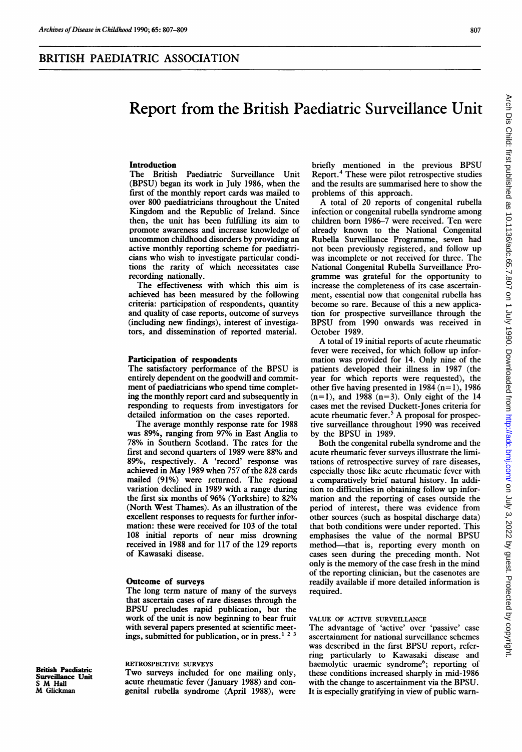## BRITISH PAEDIATRIC ASSOCIATION

# Report from the British Paediatric Surveillance Unit

British Paediatric Surveillance Unit
S M Hall
M Glickman

### Introduction

The British Paediatric Surveillance Unit (BPSU) began its work in July 1986, when the first of the monthly report cards was mailed to over 800 paediatricians throughout the United Kingdom and the Republic of Ireland. Since then, the unit has been fulfilling its aim to promote awareness and increase knowledge of uncommon childhood disorders by providing an active monthly reporting scheme for paediatricians who wish to investigate particular conditions the rarity of which necessitates case recording nationally.

The effectiveness with which this aim is achieved has been measured by the following criteria: participation of respondents, quantity and quality of case reports, outcome of surveys (including new findings), interest of investigators, and dissemination of reported material.

### Participation of respondents

The satisfactory performance of the BPSU is entirely dependent on the goodwill and commitment of paediatricians who spend time completing the monthly report card and subsequently in responding to requests from investigators for detailed information on the cases reported.

The average monthly response rate for 1988 was 89%, ranging from 97% in East Anglia to 78% in Southern Scotland. The rates for the first and second quarters of 1989 were 88% and 89%, respectively. A 'record' response was achieved in May 1989 when 757 of the 828 cards mailed (91%) were returned. The regional variation declined in 1989 with a range during the first six months of 96% (Yorkshire) to 82% (North West Thames). As an illustration of the excellent responses to requests for further information: these were received for 103 of the total 108 initial reports of near miss drowning received in 1988 and for 117 of the 129 reports of Kawasaki disease.

### Outcome of surveys

The long term nature of many of the surveys that ascertain cases of rare diseases through the BPSU precludes rapid publication, but the work of the unit is now beginning to bear fruit with several papers presented at scientific meetings, submitted for publication, or in press.[1 2 3]

#### RETROSPECTIVE SURVEYS

Two surveys included for one mailing only, acute rheumatic fever (January 1988) and congenital rubella syndrome (April 1988), were briefly mentioned in the previous BPSU Report.[4] These were pilot retrospective studies and the results are summarised here to show the problems of this approach.

A total of 20 reports of congenital rubella infection or congenital rubella syndrome among children born 1986–7 were received. Ten were already known to the National Congenital Rubella Surveillance Programme, seven had not been previously registered, and follow up was incomplete or not received for three. The National Congenital Rubella Surveillance Programme was grateful for the opportunity to increase the completeness of its case ascertainment, essential now that congenital rubella has become so rare. Because of this a new application for prospective surveillance through the BPSU from 1990 onwards was received in October 1989.

A total of 19 initial reports of acute rheumatic fever were received, for which follow up information was provided for 14. Only nine of the patients developed their illness in 1987 (the year for which reports were requested), the other five having presented in 1984 (n=1), 1986 (n=1), and 1988 (n=3). Only eight of the 14 cases met the revised Duckett-Jones criteria for acute rheumatic fever.[5] A proposal for prospective surveillance throughout 1990 was received by the BPSU in 1989.

Both the congenital rubella syndrome and the acute rheumatic fever surveys illustrate the limitations of retrospective survey of rare diseases, especially those like acute rheumatic fever with a comparatively brief natural history. In addition to difficulties in obtaining follow up information and the reporting of cases outside the period of interest, there was evidence from other sources (such as hospital discharge data) that both conditions were under reported. This emphasises the value of the normal BPSU method—that is, reporting every month on cases seen during the preceding month. Not only is the memory of the case fresh in the mind of the reporting clinician, but the casenotes are readily available if more detailed information is required.

#### VALUE OF ACTIVE SURVEILLANCE

The advantage of 'active' over 'passive' case ascertainment for national surveillance schemes was described in the first BPSU report, referring particularly to Kawasaki disease and haemolytic uraemic syndrome[6]; reporting of these conditions increased sharply in mid-1986 with the change to ascertainment via the BPSU. It is especially gratifying in view of public warn-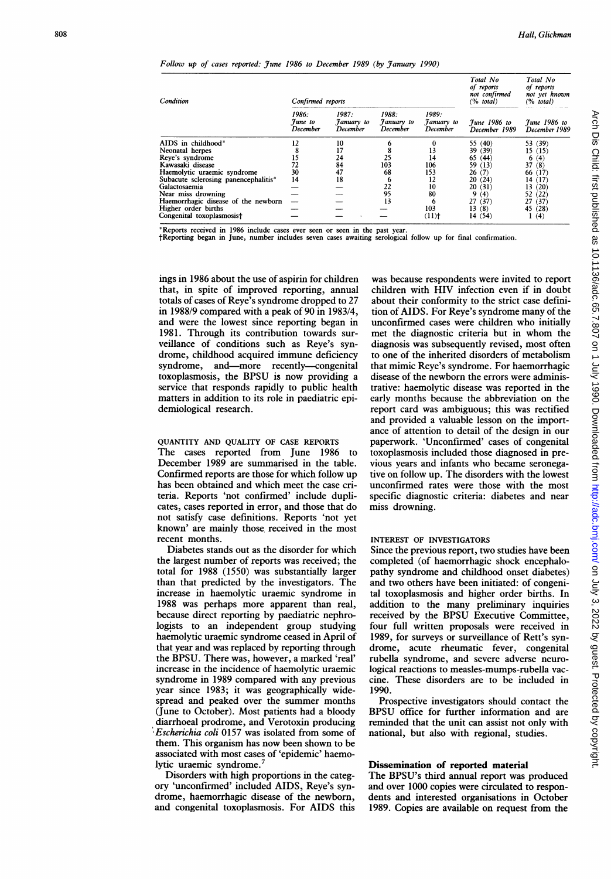*Follow up of cases reported: June 1986 to December 1989 (by January 1990)*

| Condition | Confirmed reports | | | | Total No of reports not confirmed (% total) | Total No of reports not yet known (% total) |
|---|---|---|---|---|---|---|
| | 1986: June to December | 1987: January to December | 1988: January to December | 1989: January to December | June 1986 to December 1989 | June 1986 to December 1989 |
| AIDS in childhood* | 12 | 10 | 6 | 0 | 55 (40) | 53 (39) |
| Neonatal herpes | 8 | 17 | 8 | 13 | 39 (39) | 15 (15) |
| Reye's syndrome | 15 | 24 | 25 | 14 | 65 (44) | 6 (4) |
| Kawasaki disease | 72 | 84 | 103 | 106 | 59 (13) | 37 (8) |
| Haemolytic uraemic syndrome | 30 | 47 | 68 | 153 | 26 (7) | 66 (17) |
| Subacute sclerosing panencephalitis* | 14 | 18 | 6 | 12 | 20 (24) | 14 (17) |
| Galactosaemia | — | — | 22 | 10 | 20 (31) | 13 (20) |
| Near miss drowning | — | — | 95 | 80 | 9 (4) | 52 (22) |
| Haemorrhagic disease of the newborn | — | — | 13 | 6 | 27 (37) | 27 (37) |
| Higher order births | — | — | — | 103 | 13 (8) | 45 (28) |
| Congenital toxoplasmosis† | — | — | — | (11)† | 14 (54) | 1 (4) |

*Reports received in 1986 include cases ever seen or seen in the past year.
†Reporting began in June, number includes seven cases awaiting serological follow up for final confirmation.

ings in 1986 about the use of aspirin for children that, in spite of improved reporting, annual totals of cases of Reye's syndrome dropped to 27 in 1988/9 compared with a peak of 90 in 1983/4, and were the lowest since reporting began in 1981. Through its contribution towards surveillance of conditions such as Reye's syndrome, childhood acquired immune deficiency syndrome, and—more recently—congenital toxoplasmosis, the BPSU is now providing a service that responds rapidly to public health matters in addition to its role in paediatric epidemiological research.

QUANTITY AND QUALITY OF CASE REPORTS

The cases reported from June 1986 to December 1989 are summarised in the table. Confirmed reports are those for which follow up has been obtained and which meet the case criteria. Reports 'not confirmed' include duplicates, cases reported in error, and those that do not satisfy case definitions. Reports 'not yet known' are mainly those received in the most recent months.

Diabetes stands out as the disorder for which the largest number of reports was received; the total for 1988 (1550) was substantially larger than that predicted by the investigators. The increase in haemolytic uraemic syndrome in 1988 was perhaps more apparent than real, because direct reporting by paediatric nephrologists to an independent group studying haemolytic uraemic syndrome ceased in April of that year and was replaced by reporting through the BPSU. There was, however, a marked 'real' increase in the incidence of haemolytic uraemic syndrome in 1989 compared with any previous year since 1983; it was geographically widespread and peaked over the summer months (June to October). Most patients had a bloody diarrhoeal prodrome, and Verotoxin producing *Escherichia coli* 0157 was isolated from some of them. This organism has now been shown to be associated with most cases of 'epidemic' haemolytic uraemic syndrome.[7]

Disorders with high proportions in the category 'unconfirmed' included AIDS, Reye's syndrome, haemorrhagic disease of the newborn, and congenital toxoplasmosis. For AIDS this was because respondents were invited to report children with HIV infection even if in doubt about their conformity to the strict case definition of AIDS. For Reye's syndrome many of the unconfirmed cases were children who initially met the diagnostic criteria but in whom the diagnosis was subsequently revised, most often to one of the inherited disorders of metabolism that mimic Reye's syndrome. For haemorrhagic disease of the newborn the errors were administrative: haemolytic disease was reported in the early months because the abbreviation on the report card was ambiguous; this was rectified and provided a valuable lesson on the importance of attention to detail of the design in our paperwork. 'Unconfirmed' cases of congenital toxoplasmosis included those diagnosed in previous years and infants who became seronegative on follow up. The disorders with the lowest unconfirmed rates were those with the most specific diagnostic criteria: diabetes and near miss drowning.

INTEREST OF INVESTIGATORS

Since the previous report, two studies have been completed (of haemorrhagic shock encephalopathy syndrome and childhood onset diabetes) and two others have been initiated: of congenital toxoplasmosis and higher order births. In addition to the many preliminary inquiries received by the BPSU Executive Committee, four full written proposals were received in 1989, for surveys or surveillance of Rett's syndrome, acute rheumatic fever, congenital rubella syndrome, and severe adverse neurological reactions to measles-mumps-rubella vaccine. These disorders are to be included in 1990.

Prospective investigators should contact the BPSU office for further information and are reminded that the unit can assist not only with national, but also with regional, studies.

## Dissemination of reported material

The BPSU's third annual report was produced and over 1000 copies were circulated to respondents and interested organisations in October 1989. Copies are available on request from the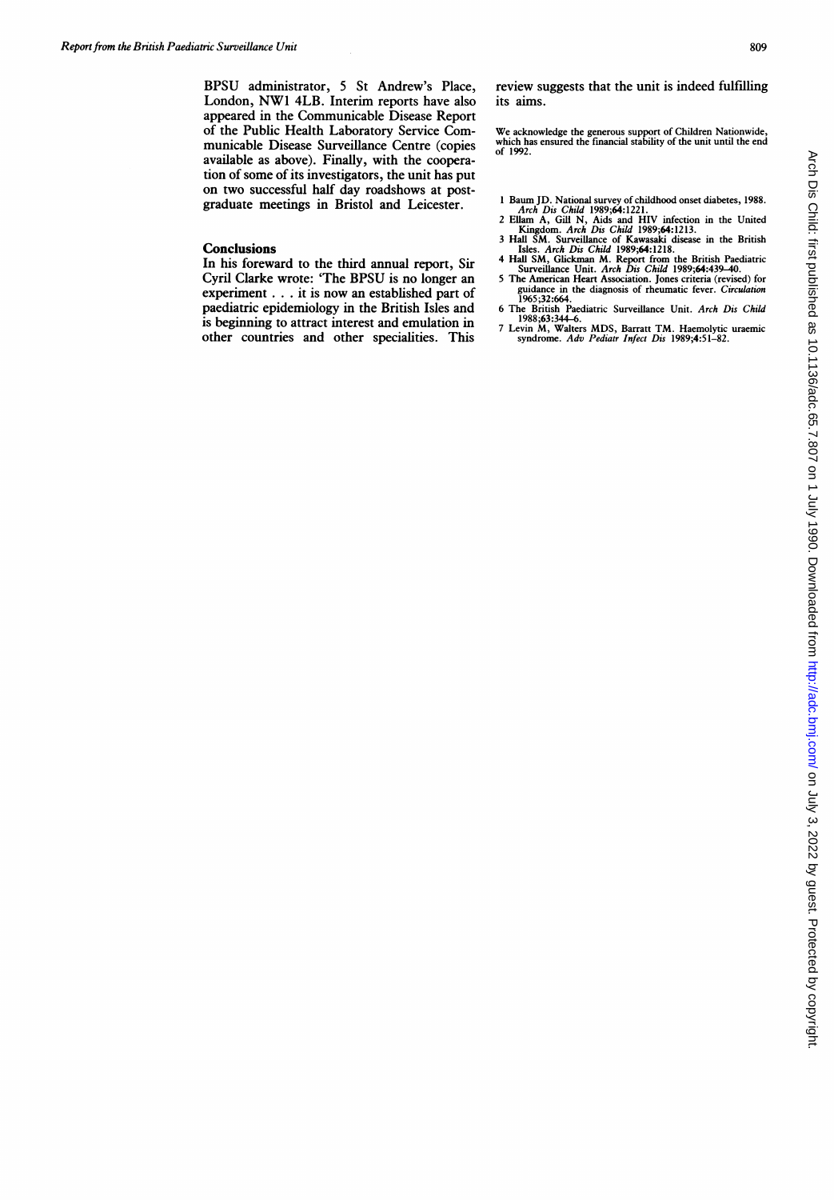BPSU administrator, 5 St Andrew's Place, London, NW1 4LB. Interim reports have also appeared in the Communicable Disease Report of the Public Health Laboratory Service Communicable Disease Surveillance Centre (copies available as above). Finally, with the cooperation of some of its investigators, the unit has put on two successful half day roadshows at postgraduate meetings in Bristol and Leicester.

## Conclusions

In his foreward to the third annual report, Sir Cyril Clarke wrote: 'The BPSU is no longer an experiment . . . it is now an established part of paediatric epidemiology in the British Isles and is beginning to attract interest and emulation in other countries and other specialities. This review suggests that the unit is indeed fulfilling its aims.

We acknowledge the generous support of Children Nationwide, which has ensured the financial stability of the unit until the end of 1992.

1 Baum JD. National survey of childhood onset diabetes, 1988. *Arch Dis Child* 1989;**64**:1221.
2 Ellam A, Gill N, Aids and HIV infection in the United Kingdom. *Arch Dis Child* 1989;**64**:1213.
3 Hall SM. Surveillance of Kawasaki disease in the British Isles. *Arch Dis Child* 1989;**64**:1218.
4 Hall SM, Glickman M. Report from the British Paediatric Surveillance Unit. *Arch Dis Child* 1989;**64**:439–40.
5 The American Heart Association. Jones criteria (revised) for guidance in the diagnosis of rheumatic fever. *Circulation* 1965;**32**:664.
6 The British Paediatric Surveillance Unit. *Arch Dis Child* 1988;**63**:344–6.
7 Levin M, Walters MDS, Barratt TM. Haemolytic uraemic syndrome. *Adv Pediatr Infect Dis* 1989;**4**:51–82.